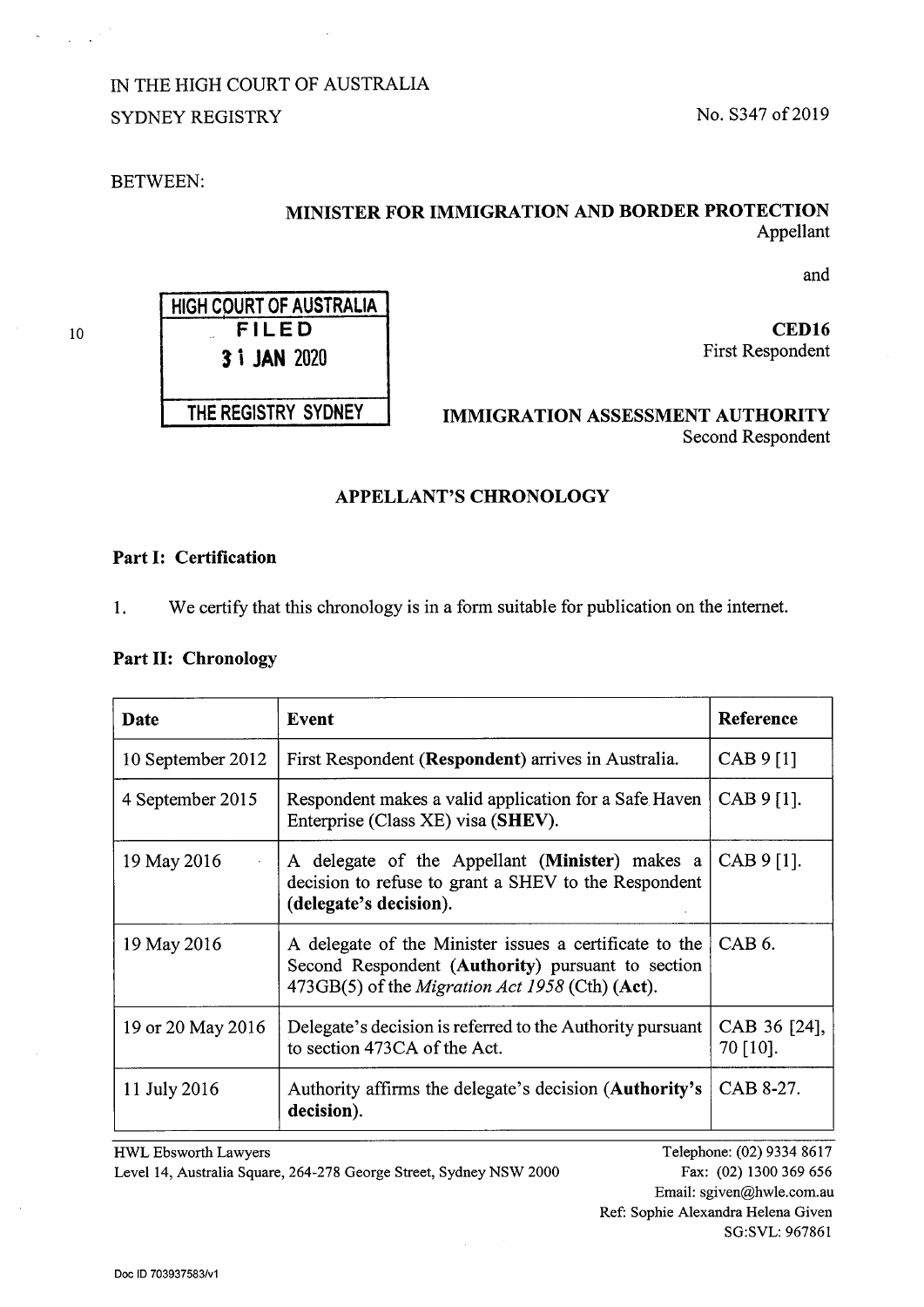IN THE HIGH COURT OF AUSTRALIA

SYDNEY REGISTRY

No. S347 of 2019

BETWEEN:

**MINISTER FOR IMMIGRATION AND BORDER PROTECTION**
Appellant

and

HIGH COURT OF AUSTRALIA
FILED
31 JAN 2020
THE REGISTRY SYDNEY

**CED16**
First Respondent

**IMMIGRATION ASSESSMENT AUTHORITY**
Second Respondent

## APPELLANT'S CHRONOLOGY

### Part I: Certification

1. We certify that this chronology is in a form suitable for publication on the internet.

### Part II: Chronology

| Date | Event | Reference |
|---|---|---|
| 10 September 2012 | First Respondent (**Respondent**) arrives in Australia. | CAB 9 [1] |
| 4 September 2015 | Respondent makes a valid application for a Safe Haven Enterprise (Class XE) visa (**SHEV**). | CAB 9 [1]. |
| 19 May 2016 | A delegate of the Appellant (**Minister**) makes a decision to refuse to grant a SHEV to the Respondent (**delegate's decision**). | CAB 9 [1]. |
| 19 May 2016 | A delegate of the Minister issues a certificate to the Second Respondent (**Authority**) pursuant to section 473GB(5) of the *Migration Act 1958* (Cth) (**Act**). | CAB 6. |
| 19 or 20 May 2016 | Delegate's decision is referred to the Authority pursuant to section 473CA of the Act. | CAB 36 [24], 70 [10]. |
| 11 July 2016 | Authority affirms the delegate's decision (**Authority's decision**). | CAB 8-27. |

HWL Ebsworth Lawyers
Level 14, Australia Square, 264-278 George Street, Sydney NSW 2000

Telephone: (02) 9334 8617
Fax: (02) 1300 369 656
Email: sgiven@hwle.com.au
Ref: Sophie Alexandra Helena Given
SG:SVL: 967861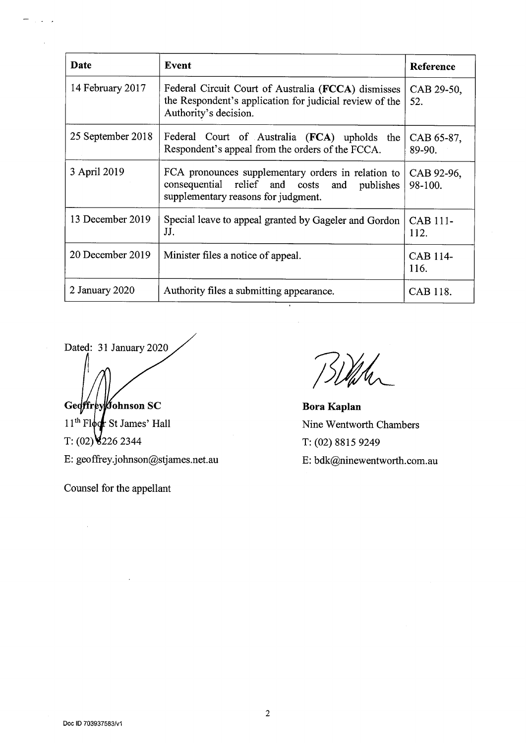| Date | Event | Reference |
| --- | --- | --- |
| 14 February 2017 | Federal Circuit Court of Australia (**FCCA**) dismisses the Respondent's application for judicial review of the Authority's decision. | CAB 29-50, 52. |
| 25 September 2018 | Federal Court of Australia (**FCA**) upholds the Respondent's appeal from the orders of the FCCA. | CAB 65-87, 89-90. |
| 3 April 2019 | FCA pronounces supplementary orders in relation to consequential relief and costs and publishes supplementary reasons for judgment. | CAB 92-96, 98-100. |
| 13 December 2019 | Special leave to appeal granted by Gageler and Gordon JJ. | CAB 111-112. |
| 20 December 2019 | Minister files a notice of appeal. | CAB 114-116. |
| 2 January 2020 | Authority files a submitting appearance. | CAB 118. |

Dated: 31 January 2020

**Geoffrey Johnson SC**
11th Floor St James' Hall
T: (02) 8226 2344
E: geoffrey.johnson@stjames.net.au

**Bora Kaplan**
Nine Wentworth Chambers
T: (02) 8815 9249
E: bdk@ninewentworth.com.au

Counsel for the appellant

Doc ID 703937583/v1